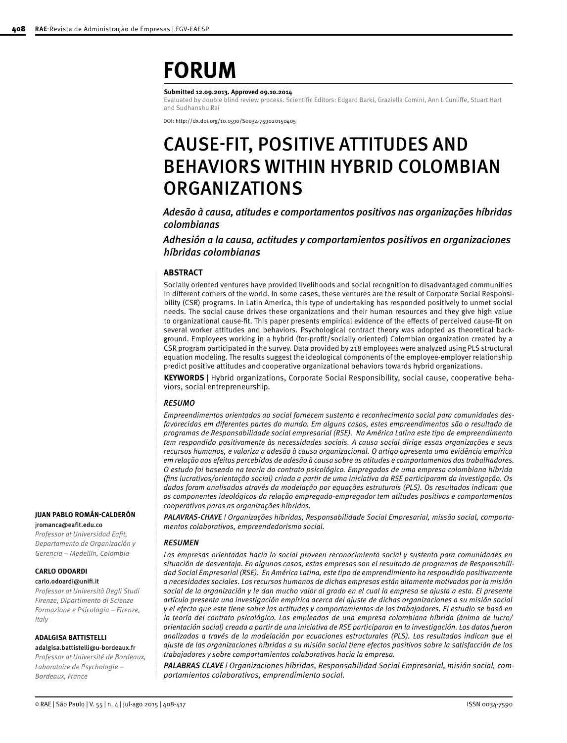# FORUM

**Submitted 12.09.2013. Approved 09.10.2014**

Evaluated by double blind review process. Scientific Editors: Edgard Barki, Graziella Comini, Ann L Cunliffe, Stuart Hart and Sudhanshu Rai

DOI: http://dx.doi.org/10.1590/S0034-759020150405

# CAUSE-FIT, POSITIVE ATTITUDES AND BEHAVIORS WITHIN HYBRID COLOMBIAN ORGANIZATIONS

*Adesão à causa, atitudes e comportamentos positivos nas organizações híbridas colombianas*

*Adhesión a la causa, actitudes y comportamientos positivos en organizaciones híbridas colombianas*

## ABSTRACT

Socially oriented ventures have provided livelihoods and social recognition to disadvantaged communities in different corners of the world. In some cases, these ventures are the result of Corporate Social Responsibility (CSR) programs. In Latin America, this type of undertaking has responded positively to unmet social needs. The social cause drives these organizations and their human resources and they give high value to organizational cause-fit. This paper presents empirical evidence of the effects of perceived cause-fit on several worker attitudes and behaviors. Psychological contract theory was adopted as theoretical background. Employees working in a hybrid (for-profit/socially oriented) Colombian organization created by a CSR program participated in the survey. Data provided by 218 employees were analyzed using PLS structural equation modeling. The results suggest the ideological components of the employee-employer relationship predict positive attitudes and cooperative organizational behaviors towards hybrid organizations.

**KEYWORDS** | Hybrid organizations, Corporate Social Responsibility, social cause, cooperative behaviors, social entrepreneurship.

## *RESUMO*

*Empreendimentos orientados ao social fornecem sustento e reconhecimento social para comunidades desfavorecidas em diferentes partes do mundo. Em alguns casos, estes empreendimentos são o resultado de programas de Responsabilidade social empresarial (RSE). Na América Latina este tipo de empreendimento tem respondido positivamente às necessidades sociais. A causa social dirige essas organizações e seus recursos humanos, e valoriza a adesão à causa organizacional. O artigo apresenta uma evidência empírica em relação aos efeitos percebidos de adesão à causa sobre as atitudes e comportamentos dos trabalhadores. O estudo foi baseado na teoria do contrato psicológico. Empregados de uma empresa colombiana híbrida (fins lucrativos/orientação social) criada a partir de uma iniciativa da RSE participaram da investigação. Os dados foram analisados através da modelação por equações estruturais (PLS). Os resultados indicam que os componentes ideológicos da relação empregado-empregador tem atitudes positivas e comportamentos cooperativos paras as organizações híbridas.*

***PALAVRAS-CHAVE*** *| Organizações híbridas, Responsabilidade Social Empresarial, missão social, comportamentos colaborativos, empreendedorismo social.*

## *RESUMEN*

*Las empresas orientadas hacia lo social proveen reconocimiento social y sustento para comunidades en situación de desventaja. En algunos casos, estas empresas son el resultado de programas de Responsabilidad Social Empresarial (RSE). En América Latina, este tipo de emprendimiento ha respondido positivamente a necesidades sociales. Los recursos humanos de dichas empresas están altamente motivados por la misión social de la organización y le dan mucho valor al grado en el cual la empresa se ajusta a esta. El presente artículo presenta una investigación empírica acerca del ajuste de dichas organizaciones a su misión social y el efecto que este tiene sobre las actitudes y comportamientos de los trabajadores. El estudio se basó en la teoría del contrato psicológico. Los empleados de una empresa colombiana híbrida (ánimo de lucro/orientación social) creada a partir de una iniciativa de RSE participaron en la investigación. Los datos fueron analizados a través de la modelación por ecuaciones estructurales (PLS). Los resultados indican que el ajuste de las organizaciones híbridas a su misión social tiene efectos positivos sobre la satisfacción de los trabajadores y sobre comportamientos colaborativos hacia la empresa.*

***PALABRAS CLAVE*** *| Organizaciones híbridas, Responsabilidad Social Empresarial, misión social, comportamientos colaborativos, emprendimiento social.*

**JUAN PABLO ROMÁN-CALDERÓN**
jromanca@eafit.edu.co
*Professor at Universidad Eafit, Departamento de Organización y Gerencia – Medellín, Colombia*

**CARLO ODOARDI**
carlo.odoardi@unifi.it
*Professor at Università Degli Studi Firenze, Dipartimento di Scienze Formazione e Psicologia – Firenze, Italy*

**ADALGISA BATTISTELLI**
adalgisa.battistelli@u-bordeaux.fr
*Professor at Université de Bordeaux, Laboratoire de Psychologie – Bordeaux, France*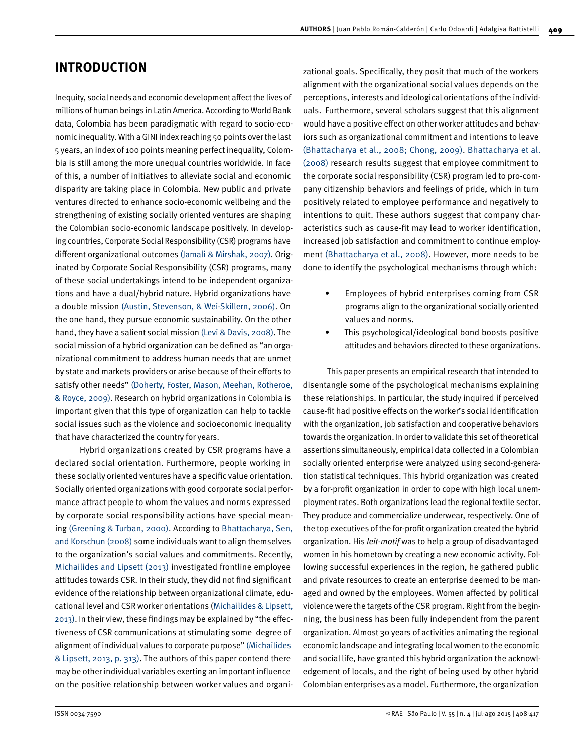## INTRODUCTION

Inequity, social needs and economic development affect the lives of millions of human beings in Latin America. According to World Bank data, Colombia has been paradigmatic with regard to socio-economic inequality. With a GINI index reaching 50 points over the last 5 years, an index of 100 points meaning perfect inequality, Colombia is still among the more unequal countries worldwide. In face of this, a number of initiatives to alleviate social and economic disparity are taking place in Colombia. New public and private ventures directed to enhance socio-economic wellbeing and the strengthening of existing socially oriented ventures are shaping the Colombian socio-economic landscape positively. In developing countries, Corporate Social Responsibility (CSR) programs have different organizational outcomes (Jamali & Mirshak, 2007). Originated by Corporate Social Responsibility (CSR) programs, many of these social undertakings intend to be independent organizations and have a dual/hybrid nature. Hybrid organizations have a double mission (Austin, Stevenson, & Wei-Skillern, 2006). On the one hand, they pursue economic sustainability. On the other hand, they have a salient social mission (Levi & Davis, 2008). The social mission of a hybrid organization can be defined as "an organizational commitment to address human needs that are unmet by state and markets providers or arise because of their efforts to satisfy other needs" (Doherty, Foster, Mason, Meehan, Rotheroe, & Royce, 2009). Research on hybrid organizations in Colombia is important given that this type of organization can help to tackle social issues such as the violence and socioeconomic inequality that have characterized the country for years.

Hybrid organizations created by CSR programs have a declared social orientation. Furthermore, people working in these socially oriented ventures have a specific value orientation. Socially oriented organizations with good corporate social performance attract people to whom the values and norms expressed by corporate social responsibility actions have special meaning (Greening & Turban, 2000). According to Bhattacharya, Sen, and Korschun (2008) some individuals want to align themselves to the organization's social values and commitments. Recently, Michailides and Lipsett (2013) investigated frontline employee attitudes towards CSR. In their study, they did not find significant evidence of the relationship between organizational climate, educational level and CSR worker orientations (Michailides & Lipsett, 2013). In their view, these findings may be explained by "the effectiveness of CSR communications at stimulating some degree of alignment of individual values to corporate purpose" (Michailides & Lipsett, 2013, p. 313). The authors of this paper contend there may be other individual variables exerting an important influence on the positive relationship between worker values and organizational goals. Specifically, they posit that much of the workers alignment with the organizational social values depends on the perceptions, interests and ideological orientations of the individuals. Furthermore, several scholars suggest that this alignment would have a positive effect on other worker attitudes and behaviors such as organizational commitment and intentions to leave (Bhattacharya et al., 2008; Chong, 2009). Bhattacharya et al. (2008) research results suggest that employee commitment to the corporate social responsibility (CSR) program led to pro-company citizenship behaviors and feelings of pride, which in turn positively related to employee performance and negatively to intentions to quit. These authors suggest that company characteristics such as cause-fit may lead to worker identification, increased job satisfaction and commitment to continue employment (Bhattacharya et al., 2008). However, more needs to be done to identify the psychological mechanisms through which:

- Employees of hybrid enterprises coming from CSR programs align to the organizational socially oriented values and norms.
- This psychological/ideological bond boosts positive attitudes and behaviors directed to these organizations.

This paper presents an empirical research that intended to disentangle some of the psychological mechanisms explaining these relationships. In particular, the study inquired if perceived cause-fit had positive effects on the worker's social identification with the organization, job satisfaction and cooperative behaviors towards the organization. In order to validate this set of theoretical assertions simultaneously, empirical data collected in a Colombian socially oriented enterprise were analyzed using second-generation statistical techniques. This hybrid organization was created by a for-profit organization in order to cope with high local unemployment rates. Both organizations lead the regional textile sector. They produce and commercialize underwear, respectively. One of the top executives of the for-profit organization created the hybrid organization. His *leit-motif* was to help a group of disadvantaged women in his hometown by creating a new economic activity. Following successful experiences in the region, he gathered public and private resources to create an enterprise deemed to be managed and owned by the employees. Women affected by political violence were the targets of the CSR program. Right from the beginning, the business has been fully independent from the parent organization. Almost 30 years of activities animating the regional economic landscape and integrating local women to the economic and social life, have granted this hybrid organization the acknowledgement of locals, and the right of being used by other hybrid Colombian enterprises as a model. Furthermore, the organization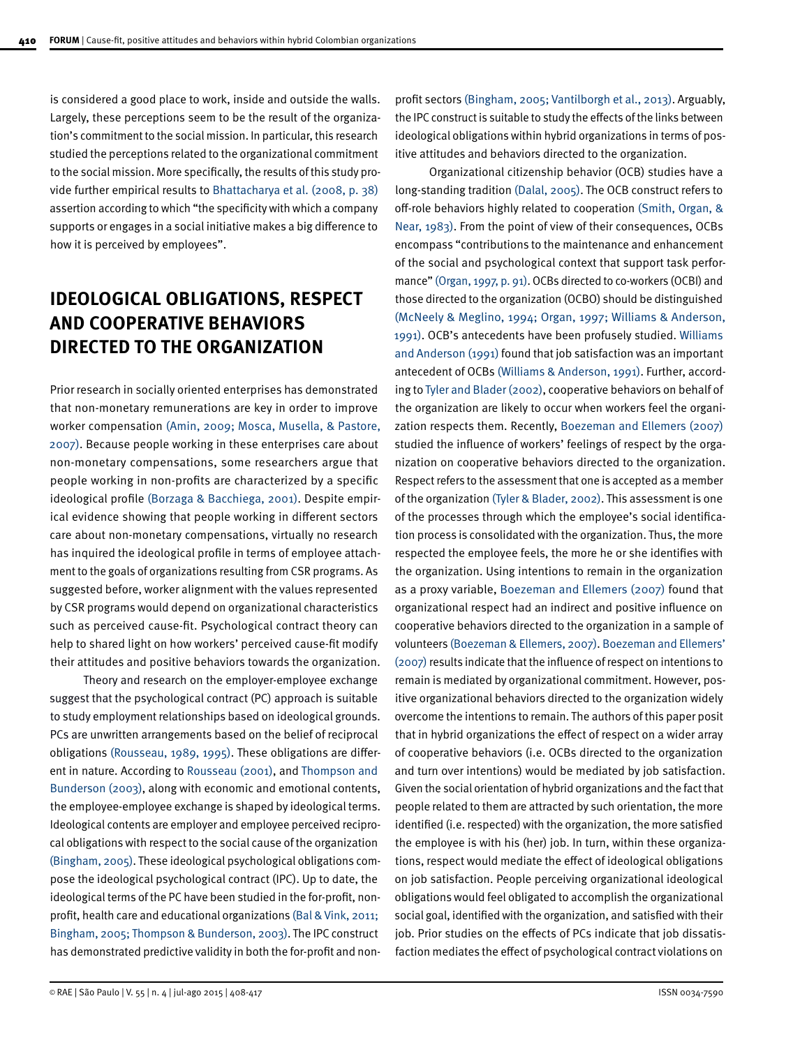is considered a good place to work, inside and outside the walls. Largely, these perceptions seem to be the result of the organization's commitment to the social mission. In particular, this research studied the perceptions related to the organizational commitment to the social mission. More specifically, the results of this study provide further empirical results to Bhattacharya et al. (2008, p. 38) assertion according to which "the specificity with which a company supports or engages in a social initiative makes a big difference to how it is perceived by employees".

## IDEOLOGICAL OBLIGATIONS, RESPECT AND COOPERATIVE BEHAVIORS DIRECTED TO THE ORGANIZATION

Prior research in socially oriented enterprises has demonstrated that non-monetary remunerations are key in order to improve worker compensation (Amin, 2009; Mosca, Musella, & Pastore, 2007). Because people working in these enterprises care about non-monetary compensations, some researchers argue that people working in non-profits are characterized by a specific ideological profile (Borzaga & Bacchiega, 2001). Despite empirical evidence showing that people working in different sectors care about non-monetary compensations, virtually no research has inquired the ideological profile in terms of employee attachment to the goals of organizations resulting from CSR programs. As suggested before, worker alignment with the values represented by CSR programs would depend on organizational characteristics such as perceived cause-fit. Psychological contract theory can help to shared light on how workers' perceived cause-fit modify their attitudes and positive behaviors towards the organization.

Theory and research on the employer-employee exchange suggest that the psychological contract (PC) approach is suitable to study employment relationships based on ideological grounds. PCs are unwritten arrangements based on the belief of reciprocal obligations (Rousseau, 1989, 1995). These obligations are different in nature. According to Rousseau (2001), and Thompson and Bunderson (2003), along with economic and emotional contents, the employee-employee exchange is shaped by ideological terms. Ideological contents are employer and employee perceived reciprocal obligations with respect to the social cause of the organization (Bingham, 2005). These ideological psychological obligations compose the ideological psychological contract (IPC). Up to date, the ideological terms of the PC have been studied in the for-profit, nonprofit, health care and educational organizations (Bal & Vink, 2011; Bingham, 2005; Thompson & Bunderson, 2003). The IPC construct has demonstrated predictive validity in both the for-profit and non-profit sectors (Bingham, 2005; Vantilborgh et al., 2013). Arguably, the IPC construct is suitable to study the effects of the links between ideological obligations within hybrid organizations in terms of positive attitudes and behaviors directed to the organization.

Organizational citizenship behavior (OCB) studies have a long-standing tradition (Dalal, 2005). The OCB construct refers to off-role behaviors highly related to cooperation (Smith, Organ, & Near, 1983). From the point of view of their consequences, OCBs encompass "contributions to the maintenance and enhancement of the social and psychological context that support task performance" (Organ, 1997, p. 91). OCBs directed to co-workers (OCBI) and those directed to the organization (OCBO) should be distinguished (McNeely & Meglino, 1994; Organ, 1997; Williams & Anderson, 1991). OCB's antecedents have been profusely studied. Williams and Anderson (1991) found that job satisfaction was an important antecedent of OCBs (Williams & Anderson, 1991). Further, according to Tyler and Blader (2002), cooperative behaviors on behalf of the organization are likely to occur when workers feel the organization respects them. Recently, Boezeman and Ellemers (2007) studied the influence of workers' feelings of respect by the organization on cooperative behaviors directed to the organization. Respect refers to the assessment that one is accepted as a member of the organization (Tyler & Blader, 2002). This assessment is one of the processes through which the employee's social identification process is consolidated with the organization. Thus, the more respected the employee feels, the more he or she identifies with the organization. Using intentions to remain in the organization as a proxy variable, Boezeman and Ellemers (2007) found that organizational respect had an indirect and positive influence on cooperative behaviors directed to the organization in a sample of volunteers (Boezeman & Ellemers, 2007). Boezeman and Ellemers' (2007) results indicate that the influence of respect on intentions to remain is mediated by organizational commitment. However, positive organizational behaviors directed to the organization widely overcome the intentions to remain. The authors of this paper posit that in hybrid organizations the effect of respect on a wider array of cooperative behaviors (i.e. OCBs directed to the organization and turn over intentions) would be mediated by job satisfaction. Given the social orientation of hybrid organizations and the fact that people related to them are attracted by such orientation, the more identified (i.e. respected) with the organization, the more satisfied the employee is with his (her) job. In turn, within these organizations, respect would mediate the effect of ideological obligations on job satisfaction. People perceiving organizational ideological obligations would feel obligated to accomplish the organizational social goal, identified with the organization, and satisfied with their job. Prior studies on the effects of PCs indicate that job dissatisfaction mediates the effect of psychological contract violations on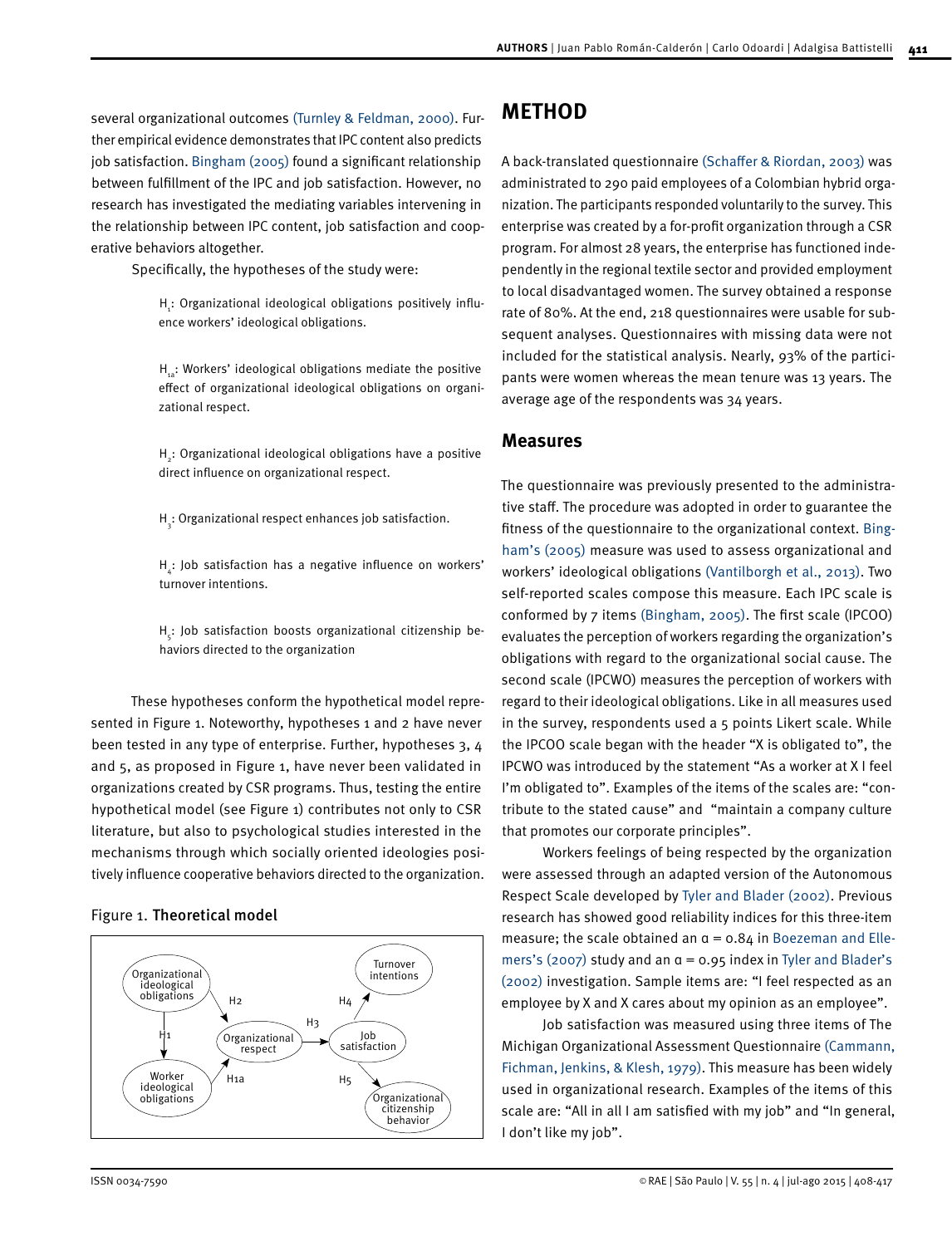several organizational outcomes (Turnley & Feldman, 2000). Further empirical evidence demonstrates that IPC content also predicts job satisfaction. Bingham (2005) found a significant relationship between fulfillment of the IPC and job satisfaction. However, no research has investigated the mediating variables intervening in the relationship between IPC content, job satisfaction and cooperative behaviors altogether.

Specifically, the hypotheses of the study were:

> $H_1$: Organizational ideological obligations positively influence workers' ideological obligations.
>
> $H_{1a}$: Workers' ideological obligations mediate the positive effect of organizational ideological obligations on organizational respect.
>
> $H_2$: Organizational ideological obligations have a positive direct influence on organizational respect.
>
> $H_3$: Organizational respect enhances job satisfaction.
>
> $H_4$: Job satisfaction has a negative influence on workers' turnover intentions.
>
> $H_5$: Job satisfaction boosts organizational citizenship behaviors directed to the organization

These hypotheses conform the hypothetical model represented in Figure 1. Noteworthy, hypotheses 1 and 2 have never been tested in any type of enterprise. Further, hypotheses 3, 4 and 5, as proposed in Figure 1, have never been validated in organizations created by CSR programs. Thus, testing the entire hypothetical model (see Figure 1) contributes not only to CSR literature, but also to psychological studies interested in the mechanisms through which socially oriented ideologies positively influence cooperative behaviors directed to the organization.

Figure 1. **Theoretical model**

Organizational ideological obligations → (H1) Worker ideological obligations; Organizational ideological obligations → (H2) Organizational respect; Worker ideological obligations → (H1a) Organizational respect; Organizational respect → (H3) Job satisfaction; Job satisfaction → (H4) Turnover intentions; Job satisfaction → (H5) Organizational citizenship behavior

# METHOD

A back-translated questionnaire (Schaffer & Riordan, 2003) was administrated to 290 paid employees of a Colombian hybrid organization. The participants responded voluntarily to the survey. This enterprise was created by a for-profit organization through a CSR program. For almost 28 years, the enterprise has functioned independently in the regional textile sector and provided employment to local disadvantaged women. The survey obtained a response rate of 80%. At the end, 218 questionnaires were usable for subsequent analyses. Questionnaires with missing data were not included for the statistical analysis. Nearly, 93% of the participants were women whereas the mean tenure was 13 years. The average age of the respondents was 34 years.

## Measures

The questionnaire was previously presented to the administrative staff. The procedure was adopted in order to guarantee the fitness of the questionnaire to the organizational context. Bingham's (2005) measure was used to assess organizational and workers' ideological obligations (Vantilborgh et al., 2013). Two self-reported scales compose this measure. Each IPC scale is conformed by 7 items (Bingham, 2005). The first scale (IPCOO) evaluates the perception of workers regarding the organization's obligations with regard to the organizational social cause. The second scale (IPCWO) measures the perception of workers with regard to their ideological obligations. Like in all measures used in the survey, respondents used a 5 points Likert scale. While the IPCOO scale began with the header "X is obligated to", the IPCWO was introduced by the statement "As a worker at X I feel I'm obligated to". Examples of the items of the scales are: "contribute to the stated cause" and "maintain a company culture that promotes our corporate principles".

Workers feelings of being respected by the organization were assessed through an adapted version of the Autonomous Respect Scale developed by Tyler and Blader (2002). Previous research has showed good reliability indices for this three-item measure; the scale obtained an $\alpha = 0.84$ in Boezeman and Ellemers's (2007) study and an $\alpha = 0.95$ index in Tyler and Blader's (2002) investigation. Sample items are: "I feel respected as an employee by X and X cares about my opinion as an employee".

Job satisfaction was measured using three items of The Michigan Organizational Assessment Questionnaire (Cammann, Fichman, Jenkins, & Klesh, 1979). This measure has been widely used in organizational research. Examples of the items of this scale are: "All in all I am satisfied with my job" and "In general, I don't like my job".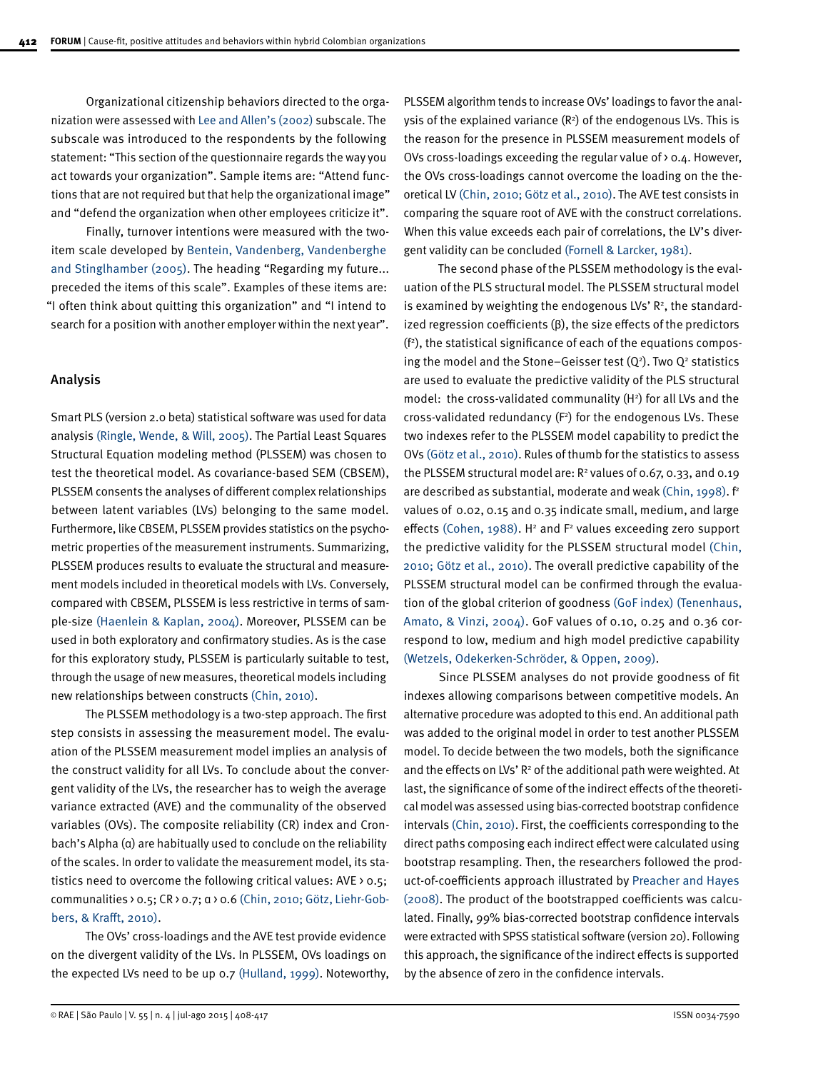Organizational citizenship behaviors directed to the organization were assessed with Lee and Allen's (2002) subscale. The subscale was introduced to the respondents by the following statement: "This section of the questionnaire regards the way you act towards your organization". Sample items are: "Attend functions that are not required but that help the organizational image" and "defend the organization when other employees criticize it".

Finally, turnover intentions were measured with the two-item scale developed by Bentein, Vandenberg, Vandenberghe and Stinglhamber (2005). The heading "Regarding my future... preceded the items of this scale". Examples of these items are: "I often think about quitting this organization" and "I intend to search for a position with another employer within the next year".

## Analysis

Smart PLS (version 2.0 beta) statistical software was used for data analysis (Ringle, Wende, & Will, 2005). The Partial Least Squares Structural Equation modeling method (PLSSEM) was chosen to test the theoretical model. As covariance-based SEM (CBSEM), PLSSEM consents the analyses of different complex relationships between latent variables (LVs) belonging to the same model. Furthermore, like CBSEM, PLSSEM provides statistics on the psychometric properties of the measurement instruments. Summarizing, PLSSEM produces results to evaluate the structural and measurement models included in theoretical models with LVs. Conversely, compared with CBSEM, PLSSEM is less restrictive in terms of sample-size (Haenlein & Kaplan, 2004). Moreover, PLSSEM can be used in both exploratory and confirmatory studies. As is the case for this exploratory study, PLSSEM is particularly suitable to test, through the usage of new measures, theoretical models including new relationships between constructs (Chin, 2010).

The PLSSEM methodology is a two-step approach. The first step consists in assessing the measurement model. The evaluation of the PLSSEM measurement model implies an analysis of the construct validity for all LVs. To conclude about the convergent validity of the LVs, the researcher has to weigh the average variance extracted (AVE) and the communality of the observed variables (OVs). The composite reliability (CR) index and Cronbach's Alpha (α) are habitually used to conclude on the reliability of the scales. In order to validate the measurement model, its statistics need to overcome the following critical values: AVE › 0.5; communalities › 0.5; CR › 0.7; α › 0.6 (Chin, 2010; Götz, Liehr-Gobbers, & Krafft, 2010).

The OVs' cross-loadings and the AVE test provide evidence on the divergent validity of the LVs. In PLSSEM, OVs loadings on the expected LVs need to be up 0.7 (Hulland, 1999). Noteworthy, PLSSEM algorithm tends to increase OVs' loadings to favor the analysis of the explained variance ($R^2$) of the endogenous LVs. This is the reason for the presence in PLSSEM measurement models of OVs cross-loadings exceeding the regular value of › 0.4. However, the OVs cross-loadings cannot overcome the loading on the theoretical LV (Chin, 2010; Götz et al., 2010). The AVE test consists in comparing the square root of AVE with the construct correlations. When this value exceeds each pair of correlations, the LV's divergent validity can be concluded (Fornell & Larcker, 1981).

The second phase of the PLSSEM methodology is the evaluation of the PLS structural model. The PLSSEM structural model is examined by weighting the endogenous LVs' $R^2$, the standardized regression coefficients (β), the size effects of the predictors ($f^2$), the statistical significance of each of the equations composing the model and the Stone–Geisser test ($Q^2$). Two $Q^2$ statistics are used to evaluate the predictive validity of the PLS structural model: the cross-validated communality ($H^2$) for all LVs and the cross-validated redundancy ($F^2$) for the endogenous LVs. These two indexes refer to the PLSSEM model capability to predict the OVs (Götz et al., 2010). Rules of thumb for the statistics to assess the PLSSEM structural model are: $R^2$ values of 0.67, 0.33, and 0.19 are described as substantial, moderate and weak (Chin, 1998). $f^2$ values of 0.02, 0.15 and 0.35 indicate small, medium, and large effects (Cohen, 1988). $H^2$ and $F^2$ values exceeding zero support the predictive validity for the PLSSEM structural model (Chin, 2010; Götz et al., 2010). The overall predictive capability of the PLSSEM structural model can be confirmed through the evaluation of the global criterion of goodness (GoF index) (Tenenhaus, Amato, & Vinzi, 2004). GoF values of 0.10, 0.25 and 0.36 correspond to low, medium and high model predictive capability (Wetzels, Odekerken-Schröder, & Oppen, 2009).

Since PLSSEM analyses do not provide goodness of fit indexes allowing comparisons between competitive models. An alternative procedure was adopted to this end. An additional path was added to the original model in order to test another PLSSEM model. To decide between the two models, both the significance and the effects on LVs' $R^2$ of the additional path were weighted. At last, the significance of some of the indirect effects of the theoretical model was assessed using bias-corrected bootstrap confidence intervals (Chin, 2010). First, the coefficients corresponding to the direct paths composing each indirect effect were calculated using bootstrap resampling. Then, the researchers followed the product-of-coefficients approach illustrated by Preacher and Hayes (2008). The product of the bootstrapped coefficients was calculated. Finally, 99% bias-corrected bootstrap confidence intervals were extracted with SPSS statistical software (version 20). Following this approach, the significance of the indirect effects is supported by the absence of zero in the confidence intervals.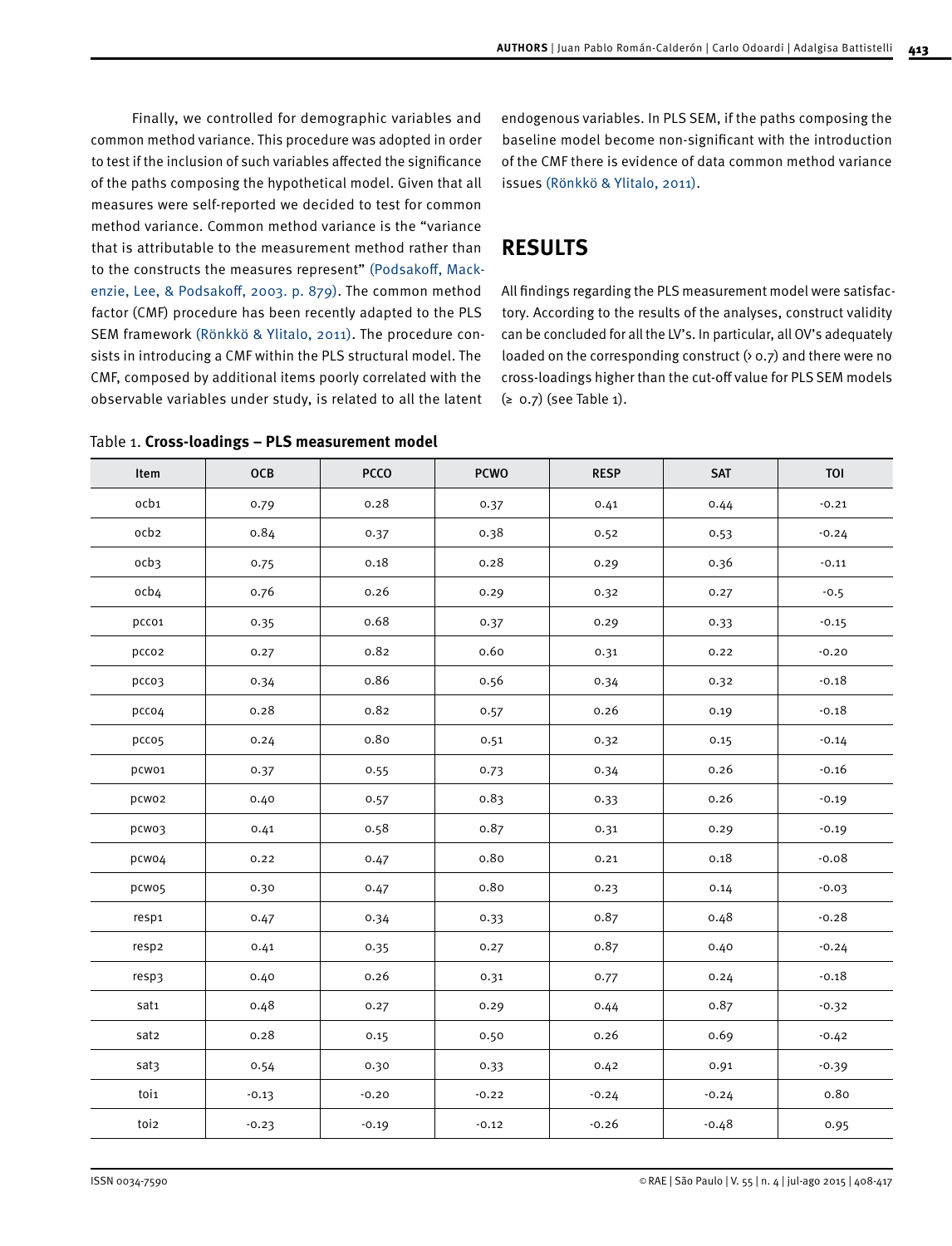Finally, we controlled for demographic variables and common method variance. This procedure was adopted in order to test if the inclusion of such variables affected the significance of the paths composing the hypothetical model. Given that all measures were self-reported we decided to test for common method variance. Common method variance is the "variance that is attributable to the measurement method rather than to the constructs the measures represent" (Podsakoff, Mackenzie, Lee, & Podsakoff, 2003. p. 879). The common method factor (CMF) procedure has been recently adapted to the PLS SEM framework (Rönkkö & Ylitalo, 2011). The procedure consists in introducing a CMF within the PLS structural model. The CMF, composed by additional items poorly correlated with the observable variables under study, is related to all the latent endogenous variables. In PLS SEM, if the paths composing the baseline model become non-significant with the introduction of the CMF there is evidence of data common method variance issues (Rönkkö & Ylitalo, 2011).

## RESULTS

All findings regarding the PLS measurement model were satisfactory. According to the results of the analyses, construct validity can be concluded for all the LV's. In particular, all OV's adequately loaded on the corresponding construct (> 0.7) and there were no cross-loadings higher than the cut-off value for PLS SEM models (≥ 0.7) (see Table 1).

Table 1. **Cross-loadings – PLS measurement model**

| Item | OCB | PCCO | PCWO | RESP | SAT | TOI |
|---|---|---|---|---|---|---|
| ocb1 | 0.79 | 0.28 | 0.37 | 0.41 | 0.44 | -0.21 |
| ocb2 | 0.84 | 0.37 | 0.38 | 0.52 | 0.53 | -0.24 |
| ocb3 | 0.75 | 0.18 | 0.28 | 0.29 | 0.36 | -0.11 |
| ocb4 | 0.76 | 0.26 | 0.29 | 0.32 | 0.27 | -0.5 |
| pcco1 | 0.35 | 0.68 | 0.37 | 0.29 | 0.33 | -0.15 |
| pcco2 | 0.27 | 0.82 | 0.60 | 0.31 | 0.22 | -0.20 |
| pcco3 | 0.34 | 0.86 | 0.56 | 0.34 | 0.32 | -0.18 |
| pcco4 | 0.28 | 0.82 | 0.57 | 0.26 | 0.19 | -0.18 |
| pcco5 | 0.24 | 0.80 | 0.51 | 0.32 | 0.15 | -0.14 |
| pcwo1 | 0.37 | 0.55 | 0.73 | 0.34 | 0.26 | -0.16 |
| pcwo2 | 0.40 | 0.57 | 0.83 | 0.33 | 0.26 | -0.19 |
| pcwo3 | 0.41 | 0.58 | 0.87 | 0.31 | 0.29 | -0.19 |
| pcwo4 | 0.22 | 0.47 | 0.80 | 0.21 | 0.18 | -0.08 |
| pcwo5 | 0.30 | 0.47 | 0.80 | 0.23 | 0.14 | -0.03 |
| resp1 | 0.47 | 0.34 | 0.33 | 0.87 | 0.48 | -0.28 |
| resp2 | 0.41 | 0.35 | 0.27 | 0.87 | 0.40 | -0.24 |
| resp3 | 0.40 | 0.26 | 0.31 | 0.77 | 0.24 | -0.18 |
| sat1 | 0.48 | 0.27 | 0.29 | 0.44 | 0.87 | -0.32 |
| sat2 | 0.28 | 0.15 | 0.50 | 0.26 | 0.69 | -0.42 |
| sat3 | 0.54 | 0.30 | 0.33 | 0.42 | 0.91 | -0.39 |
| toi1 | -0.13 | -0.20 | -0.22 | -0.24 | -0.24 | 0.80 |
| toi2 | -0.23 | -0.19 | -0.12 | -0.26 | -0.48 | 0.95 |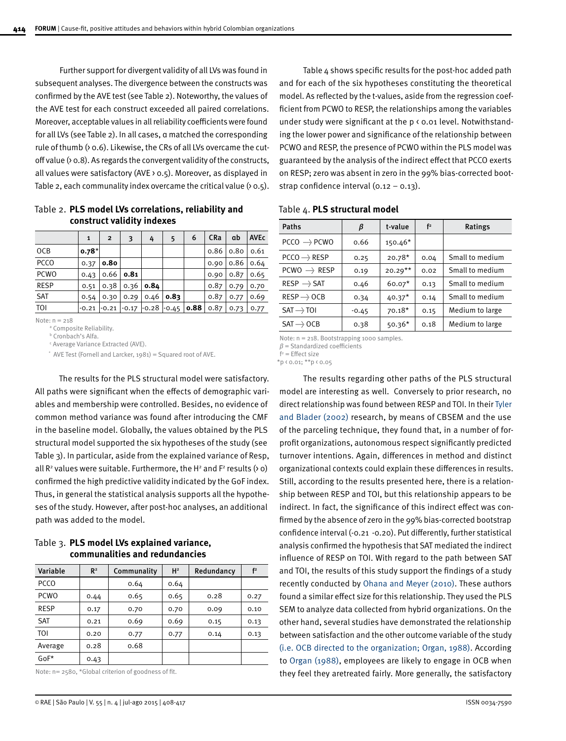Further support for divergent validity of all LVs was found in subsequent analyses. The divergence between the constructs was confirmed by the AVE test (see Table 2). Noteworthy, the values of the AVE test for each construct exceeded all paired correlations. Moreover, acceptable values in all reliability coefficients were found for all LVs (see Table 2). In all cases, α matched the corresponding rule of thumb (> 0.6). Likewise, the CRs of all LVs overcame the cut-off value (> 0.8). As regards the convergent validity of the constructs, all values were satisfactory (AVE > 0.5). Moreover, as displayed in Table 2, each communality index overcame the critical value (> 0.5).

Table 2. **PLS model LVs correlations, reliability and construct validity indexes**

| | 1 | 2 | 3 | 4 | 5 | 6 | CRa | αb | AVEc |
|---|---|---|---|---|---|---|---|---|---|
| OCB | **0.78*** | | | | | | 0.86 | 0.80 | 0.61 |
| PCCO | 0.37 | **0.80** | | | | | 0.90 | 0.86 | 0.64 |
| PCWO | 0.43 | 0.66 | **0.81** | | | | 0.90 | 0.87 | 0.65 |
| RESP | 0.51 | 0.38 | 0.36 | **0.84** | | | 0.87 | 0.79 | 0.70 |
| SAT | 0.54 | 0.30 | 0.29 | 0.46 | **0.83** | | 0.87 | 0.77 | 0.69 |
| TOI | -0.21 | -0.21 | -0.17 | -0.28 | -0.45 | **0.88** | 0.87 | 0.73 | 0.77 |

Note: n = 218
[a] Composite Reliability.
[b] Cronbach's Alfa.
[c] Average Variance Extracted (AVE).
* AVE Test (Fornell and Larcker, 1981) = Squared root of AVE.

The results for the PLS structural model were satisfactory. All paths were significant when the effects of demographic variables and membership were controlled. Besides, no evidence of common method variance was found after introducing the CMF in the baseline model. Globally, the values obtained by the PLS structural model supported the six hypotheses of the study (see Table 3). In particular, aside from the explained variance of Resp, all $R^2$ values were suitable. Furthermore, the $H^2$ and $F^2$ results (> 0) confirmed the high predictive validity indicated by the GoF index. Thus, in general the statistical analysis supports all the hypotheses of the study. However, after post-hoc analyses, an additional path was added to the model.

Table 3. **PLS model LVs explained variance, communalities and redundancies**

| Variable | $R^2$ | Communality | $H^2$ | Redundancy | $f^2$ |
|---|---|---|---|---|---|
| PCCO | | 0.64 | 0.64 | | |
| PCWO | 0.44 | 0.65 | 0.65 | 0.28 | 0.27 |
| RESP | 0.17 | 0.70 | 0.70 | 0.09 | 0.10 |
| SAT | 0.21 | 0.69 | 0.69 | 0.15 | 0.13 |
| TOI | 0.20 | 0.77 | 0.77 | 0.14 | 0.13 |
| Average | 0.28 | 0.68 | | | |
| GoF* | 0.43 | | | | |

Note: n= 2580, *Global criterion of goodness of fit.

Table 4 shows specific results for the post-hoc added path and for each of the six hypotheses constituting the theoretical model. As reflected by the t-values, aside from the regression coefficient from PCWO to RESP, the relationships among the variables under study were significant at the $p < 0.01$ level. Notwithstanding the lower power and significance of the relationship between PCWO and RESP, the presence of PCWO within the PLS model was guaranteed by the analysis of the indirect effect that PCCO exerts on RESP; zero was absent in zero in the 99% bias-corrected bootstrap confidence interval (0.12 – 0.13).

Table 4. **PLS structural model**

| Paths | β | t-value | $f^2$ | Ratings |
|---|---|---|---|---|
| PCCO → PCWO | 0.66 | 150.46* | | |
| PCCO → RESP | 0.25 | 20.78* | 0.04 | Small to medium |
| PCWO → RESP | 0.19 | 20.29** | 0.02 | Small to medium |
| RESP → SAT | 0.46 | 60.07* | 0.13 | Small to medium |
| RESP → OCB | 0.34 | 40.37* | 0.14 | Small to medium |
| SAT → TOI | -0.45 | 70.18* | 0.15 | Medium to large |
| SAT → OCB | 0.38 | 50.36* | 0.18 | Medium to large |

Note: n = 218. Bootstrapping 1000 samples.
β = Standardized coefficients
$f^2$ = Effect size
*$p < 0.01$; **$p < 0.05$

The results regarding other paths of the PLS structural model are interesting as well. Conversely to prior research, no direct relationship was found between RESP and TOI. In their Tyler and Blader (2002) research, by means of CBSEM and the use of the parceling technique, they found that, in a number of for-profit organizations, autonomous respect significantly predicted turnover intentions. Again, differences in method and distinct organizational contexts could explain these differences in results. Still, according to the results presented here, there is a relationship between RESP and TOI, but this relationship appears to be indirect. In fact, the significance of this indirect effect was confirmed by the absence of zero in the 99% bias-corrected bootstrap confidence interval (-0.21 -0.20). Put differently, further statistical analysis confirmed the hypothesis that SAT mediated the indirect influence of RESP on TOI. With regard to the path between SAT and TOI, the results of this study support the findings of a study recently conducted by Ohana and Meyer (2010). These authors found a similar effect size for this relationship. They used the PLS SEM to analyze data collected from hybrid organizations. On the other hand, several studies have demonstrated the relationship between satisfaction and the other outcome variable of the study (i.e. OCB directed to the organization; Organ, 1988). According to Organ (1988), employees are likely to engage in OCB when they feel they aretreated fairly. More generally, the satisfactory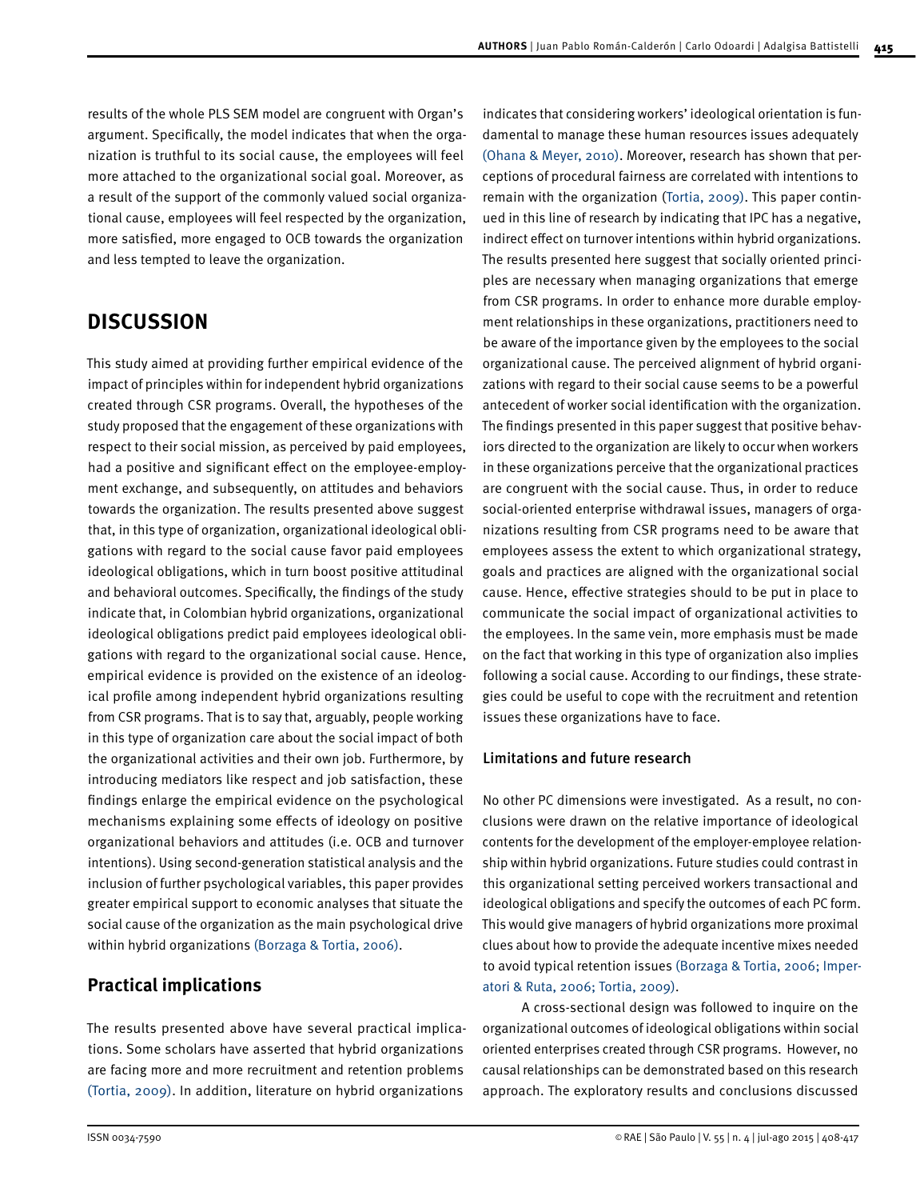results of the whole PLS SEM model are congruent with Organ's argument. Specifically, the model indicates that when the organization is truthful to its social cause, the employees will feel more attached to the organizational social goal. Moreover, as a result of the support of the commonly valued social organizational cause, employees will feel respected by the organization, more satisfied, more engaged to OCB towards the organization and less tempted to leave the organization.

## DISCUSSION

This study aimed at providing further empirical evidence of the impact of principles within for independent hybrid organizations created through CSR programs. Overall, the hypotheses of the study proposed that the engagement of these organizations with respect to their social mission, as perceived by paid employees, had a positive and significant effect on the employee-employment exchange, and subsequently, on attitudes and behaviors towards the organization. The results presented above suggest that, in this type of organization, organizational ideological obligations with regard to the social cause favor paid employees ideological obligations, which in turn boost positive attitudinal and behavioral outcomes. Specifically, the findings of the study indicate that, in Colombian hybrid organizations, organizational ideological obligations predict paid employees ideological obligations with regard to the organizational social cause. Hence, empirical evidence is provided on the existence of an ideological profile among independent hybrid organizations resulting from CSR programs. That is to say that, arguably, people working in this type of organization care about the social impact of both the organizational activities and their own job. Furthermore, by introducing mediators like respect and job satisfaction, these findings enlarge the empirical evidence on the psychological mechanisms explaining some effects of ideology on positive organizational behaviors and attitudes (i.e. OCB and turnover intentions). Using second-generation statistical analysis and the inclusion of further psychological variables, this paper provides greater empirical support to economic analyses that situate the social cause of the organization as the main psychological drive within hybrid organizations (Borzaga & Tortia, 2006).

### Practical implications

The results presented above have several practical implications. Some scholars have asserted that hybrid organizations are facing more and more recruitment and retention problems (Tortia, 2009). In addition, literature on hybrid organizations indicates that considering workers' ideological orientation is fundamental to manage these human resources issues adequately (Ohana & Meyer, 2010). Moreover, research has shown that perceptions of procedural fairness are correlated with intentions to remain with the organization (Tortia, 2009). This paper continued in this line of research by indicating that IPC has a negative, indirect effect on turnover intentions within hybrid organizations. The results presented here suggest that socially oriented principles are necessary when managing organizations that emerge from CSR programs. In order to enhance more durable employment relationships in these organizations, practitioners need to be aware of the importance given by the employees to the social organizational cause. The perceived alignment of hybrid organizations with regard to their social cause seems to be a powerful antecedent of worker social identification with the organization. The findings presented in this paper suggest that positive behaviors directed to the organization are likely to occur when workers in these organizations perceive that the organizational practices are congruent with the social cause. Thus, in order to reduce social-oriented enterprise withdrawal issues, managers of organizations resulting from CSR programs need to be aware that employees assess the extent to which organizational strategy, goals and practices are aligned with the organizational social cause. Hence, effective strategies should to be put in place to communicate the social impact of organizational activities to the employees. In the same vein, more emphasis must be made on the fact that working in this type of organization also implies following a social cause. According to our findings, these strategies could be useful to cope with the recruitment and retention issues these organizations have to face.

### Limitations and future research

No other PC dimensions were investigated. As a result, no conclusions were drawn on the relative importance of ideological contents for the development of the employer-employee relationship within hybrid organizations. Future studies could contrast in this organizational setting perceived workers transactional and ideological obligations and specify the outcomes of each PC form. This would give managers of hybrid organizations more proximal clues about how to provide the adequate incentive mixes needed to avoid typical retention issues (Borzaga & Tortia, 2006; Imperatori & Ruta, 2006; Tortia, 2009).

A cross-sectional design was followed to inquire on the organizational outcomes of ideological obligations within social oriented enterprises created through CSR programs. However, no causal relationships can be demonstrated based on this research approach. The exploratory results and conclusions discussed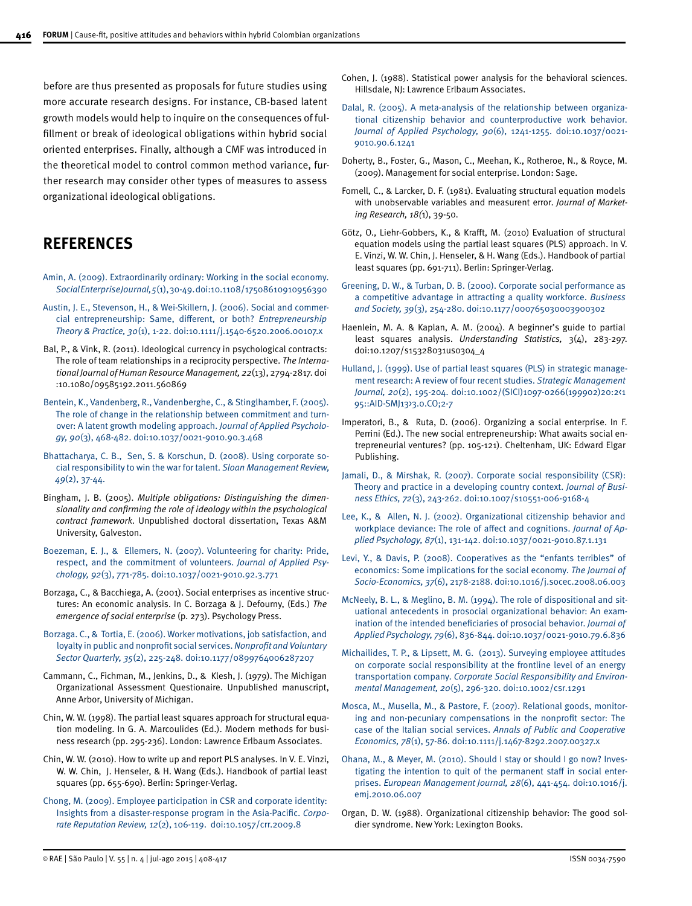before are thus presented as proposals for future studies using more accurate research designs. For instance, CB-based latent growth models would help to inquire on the consequences of fulfillment or break of ideological obligations within hybrid social oriented enterprises. Finally, although a CMF was introduced in the theoretical model to control common method variance, further research may consider other types of measures to assess organizational ideological obligations.

## REFERENCES

Amin, A. (2009). Extraordinarily ordinary: Working in the social economy. *Social Enterprise Journal, 5*(1), 30-49. doi:10.1108/17508610910956390

Austin, J. E., Stevenson, H., & Wei-Skillern, J. (2006). Social and commercial entrepreneurship: Same, different, or both? *Entrepreneurship Theory & Practice, 30*(1), 1-22. doi:10.1111/j.1540-6520.2006.00107.x

Bal, P., & Vink, R. (2011). Ideological currency in psychological contracts: The role of team relationships in a reciprocity perspective. *The International Journal of Human Resource Management, 22*(13), 2794-2817. doi:10.1080/09585192.2011.560869

Bentein, K., Vandenberg, R., Vandenberghe, C., & Stinglhamber, F. (2005). The role of change in the relationship between commitment and turnover: A latent growth modeling approach. *Journal of Applied Psychology, 90*(3), 468-482. doi:10.1037/0021-9010.90.3.468

Bhattacharya, C. B., Sen, S. & Korschun, D. (2008). Using corporate social responsibility to win the war for talent. *Sloan Management Review, 49*(2), 37-44.

Bingham, J. B. (2005). *Multiple obligations: Distinguishing the dimensionality and confirming the role of ideology within the psychological contract framework*. Unpublished doctoral dissertation, Texas A&M University, Galveston.

Boezeman, E. J., & Ellemers, N. (2007). Volunteering for charity: Pride, respect, and the commitment of volunteers. *Journal of Applied Psychology, 92*(3), 771-785. doi:10.1037/0021-9010.92.3.771

Borzaga, C., & Bacchiega, A. (2001). Social enterprises as incentive structures: An economic analysis. In C. Borzaga & J. Defourny, (Eds.) *The emergence of social enterprise* (p. 273). Psychology Press.

Borzaga. C., & Tortia, E. (2006). Worker motivations, job satisfaction, and loyalty in public and nonprofit social services. *Nonprofit and Voluntary Sector Quarterly, 35*(2), 225-248. doi:10.1177/0899764006287207

Cammann, C., Fichman, M., Jenkins, D., & Klesh, J. (1979). The Michigan Organizational Assessment Questionaire. Unpublished manuscript, Anne Arbor, University of Michigan.

Chin, W. W. (1998). The partial least squares approach for structural equation modeling. In G. A. Marcoulides (Ed.). Modern methods for business research (pp. 295-236). London: Lawrence Erlbaum Associates.

Chin, W. W. (2010). How to write up and report PLS analyses. In V. E. Vinzi, W. W. Chin, J. Henseler, & H. Wang (Eds.). Handbook of partial least squares (pp. 655-690). Berlin: Springer-Verlag.

Chong, M. (2009). Employee participation in CSR and corporate identity: Insights from a disaster-response program in the Asia-Pacific. *Corporate Reputation Review, 12*(2), 106-119. doi:10.1057/crr.2009.8

Cohen, J. (1988). Statistical power analysis for the behavioral sciences. Hillsdale, NJ: Lawrence Erlbaum Associates.

Dalal, R. (2005). A meta-analysis of the relationship between organizational citizenship behavior and counterproductive work behavior. *Journal of Applied Psychology, 90*(6), 1241-1255. doi:10.1037/0021-9010.90.6.1241

Doherty, B., Foster, G., Mason, C., Meehan, K., Rotheroe, N., & Royce, M. (2009). Management for social enterprise. London: Sage.

Fornell, C., & Larcker, D. F. (1981). Evaluating structural equation models with unobservable variables and measurement error. *Journal of Marketing Research, 18(*1), 39-50.

Götz, O., Liehr-Gobbers, K., & Krafft, M. (2010) Evaluation of structural equation models using the partial least squares (PLS) approach. In V. E. Vinzi, W. W. Chin, J. Henseler, & H. Wang (Eds.). Handbook of partial least squares (pp. 691-711). Berlin: Springer-Verlag.

Greening, D. W., & Turban, D. B. (2000). Corporate social performance as a competitive advantage in attracting a quality workforce. *Business and Society, 39*(3), 254-280. doi:10.1177/000765030003900302

Haenlein, M. A. & Kaplan, A. M. (2004). A beginner's guide to partial least squares analysis. *Understanding Statistics,* 3(4), 283-297. doi:10.1207/s15328031us0304_4

Hulland, J. (1999). Use of partial least squares (PLS) in strategic management research: A review of four recent studies. *Strategic Management Journal, 20*(2), 195-204. doi:10.1002/(SICI)1097-0266(199902)20:2<195::AID-SMJ13>3.0.CO;2-7

Imperatori, B., & Ruta, D. (2006). Organizing a social enterprise. In F. Perrini (Ed.). The new social entrepreneurship: What awaits social entrepreneurial ventures? (pp. 105-121). Cheltenham, UK: Edward Elgar Publishing.

Jamali, D., & Mirshak, R. (2007). Corporate social responsibility (CSR): Theory and practice in a developing country context. *Journal of Business Ethics, 72*(3), 243-262. doi:10.1007/s10551-006-9168-4

Lee, K., & Allen, N. J. (2002). Organizational citizenship behavior and workplace deviance: The role of affect and cognitions. *Journal of Applied Psychology, 87*(1), 131-142. doi:10.1037/0021-9010.87.1.131

Levi, Y., & Davis, P. (2008). Cooperatives as the "enfants terribles" of economics: Some implications for the social economy. *The Journal of Socio-Economics, 37*(6), 2178-2188. doi:10.1016/j.socec.2008.06.003

McNeely, B. L., & Meglino, B. M. (1994). The role of dispositional and situational antecedents in prosocial organizational behavior: An examination of the intended beneficiaries of prosocial behavior. *Journal of Applied Psychology, 79*(6), 836-844. doi:10.1037/0021-9010.79.6.836

Michailides, T. P., & Lipsett, M. G. (2013). Surveying employee attitudes on corporate social responsibility at the frontline level of an energy transportation company. *Corporate Social Responsibility and Environmental Management, 20*(5), 296-320. doi:10.1002/csr.1291

Mosca, M., Musella, M., & Pastore, F. (2007). Relational goods, monitoring and non-pecuniary compensations in the nonprofit sector: The case of the Italian social services. *Annals of Public and Cooperative Economics, 78*(1), 57-86. doi:10.1111/j.1467-8292.2007.00327.x

Ohana, M., & Meyer, M. (2010). Should I stay or should I go now? Investigating the intention to quit of the permanent staff in social enterprises. *European Management Journal, 28*(6), 441-454. doi:10.1016/j.emj.2010.06.007

Organ, D. W. (1988). Organizational citizenship behavior: The good soldier syndrome. New York: Lexington Books.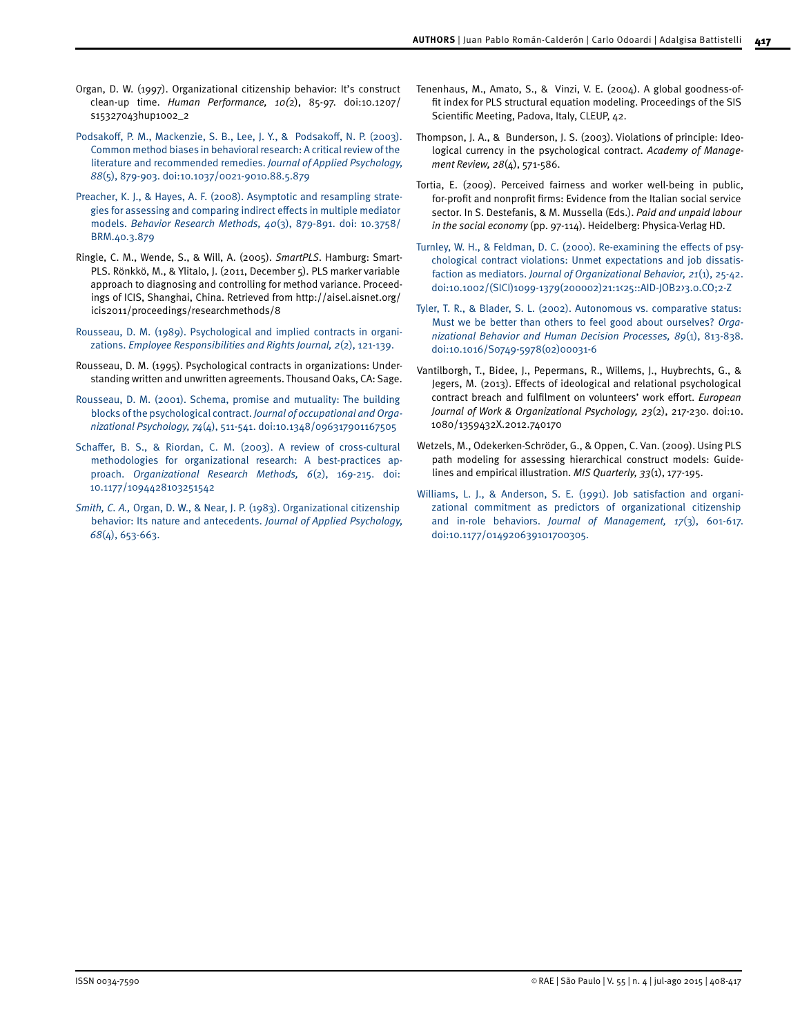Organ, D. W. (1997). Organizational citizenship behavior: It's construct clean-up time. *Human Performance, 10(*2), 85-97. doi:10.1207/s15327043hup1002_2

Podsakoff, P. M., Mackenzie, S. B., Lee, J. Y., & Podsakoff, N. P. (2003). Common method biases in behavioral research: A critical review of the literature and recommended remedies. *Journal of Applied Psychology, 88*(5), 879-903. doi:10.1037/0021-9010.88.5.879

Preacher, K. J., & Hayes, A. F. (2008). Asymptotic and resampling strategies for assessing and comparing indirect effects in multiple mediator models. *Behavior Research Methods, 40*(3), 879-891. doi: 10.3758/BRM.40.3.879

Ringle, C. M., Wende, S., & Will, A. (2005). *SmartPLS*. Hamburg: SmartPLS. Rönkkö, M., & Ylitalo, J. (2011, December 5). PLS marker variable approach to diagnosing and controlling for method variance. Proceedings of ICIS, Shanghai, China. Retrieved from http://aisel.aisnet.org/icis2011/proceedings/researchmethods/8

Rousseau, D. M. (1989). Psychological and implied contracts in organizations. *Employee Responsibilities and Rights Journal, 2*(2), 121-139.

Rousseau, D. M. (1995). Psychological contracts in organizations: Understanding written and unwritten agreements. Thousand Oaks, CA: Sage.

Rousseau, D. M. (2001). Schema, promise and mutuality: The building blocks of the psychological contract. *Journal of occupational and Organizational Psychology, 74*(4), 511-541. doi:10.1348/096317901167505

Schaffer, B. S., & Riordan, C. M. (2003). A review of cross-cultural methodologies for organizational research: A best-practices approach. *Organizational Research Methods, 6*(2), 169-215. doi: 10.1177/1094428103251542

*Smith, C. A.,* Organ, D. W., & Near, J. P. (1983). Organizational citizenship behavior: Its nature and antecedents. *Journal of Applied Psychology, 68*(4), 653-663.

Tenenhaus, M., Amato, S., & Vinzi, V. E. (2004). A global goodness-of-fit index for PLS structural equation modeling. Proceedings of the SIS Scientific Meeting, Padova, Italy, CLEUP, 42.

Thompson, J. A., & Bunderson, J. S. (2003). Violations of principle: Ideological currency in the psychological contract. *Academy of Management Review, 28*(4), 571-586.

Tortia, E. (2009). Perceived fairness and worker well-being in public, for-profit and nonprofit firms: Evidence from the Italian social service sector. In S. Destefanis, & M. Mussella (Eds.). *Paid and unpaid labour in the social economy* (pp. 97-114). Heidelberg: Physica-Verlag HD.

Turnley, W. H., & Feldman, D. C. (2000). Re-examining the effects of psychological contract violations: Unmet expectations and job dissatisfaction as mediators. *Journal of Organizational Behavior, 21*(1), 25-42. doi:10.1002/(SICI)1099-1379(200002)21:1<25::AID-JOB2>3.0.CO;2-Z

Tyler, T. R., & Blader, S. L. (2002). Autonomous vs. comparative status: Must we be better than others to feel good about ourselves? *Organizational Behavior and Human Decision Processes, 89*(1), 813-838. doi:10.1016/S0749-5978(02)00031-6

Vantilborgh, T., Bidee, J., Pepermans, R., Willems, J., Huybrechts, G., & Jegers, M. (2013). Effects of ideological and relational psychological contract breach and fulfilment on volunteers' work effort. *European Journal of Work & Organizational Psychology, 23*(2), 217-230. doi:10.1080/1359432X.2012.740170

Wetzels, M., Odekerken-Schröder, G., & Oppen, C. Van. (2009). Using PLS path modeling for assessing hierarchical construct models: Guidelines and empirical illustration. *MIS Quarterly, 33*(1), 177-195.

Williams, L. J., & Anderson, S. E. (1991). Job satisfaction and organizational commitment as predictors of organizational citizenship and in-role behaviors. *Journal of Management, 17*(3), 601-617. doi:10.1177/014920639101700305.